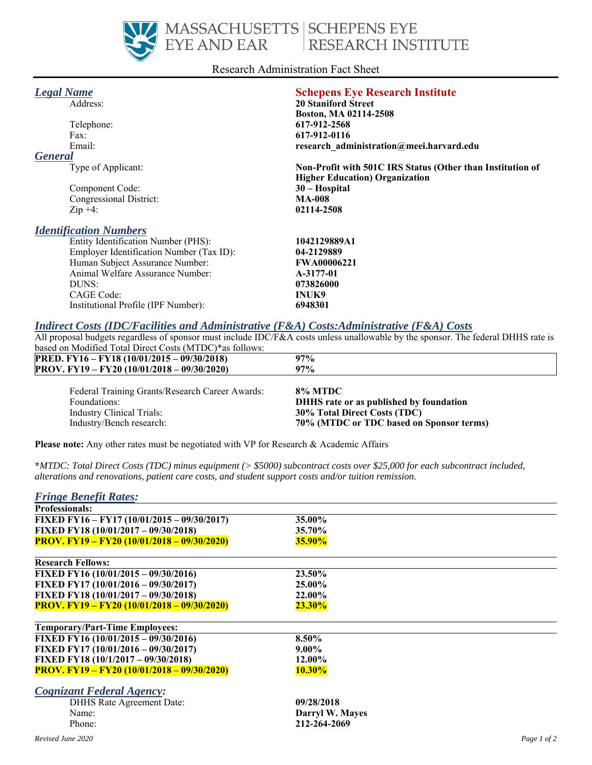MASSACHUSETTS EYE AND EAR | SCHEPENS EYE RESEARCH INSTITUTE

Research Administration Fact Sheet

## *Legal Name*

**Schepens Eye Research Institute**

| | |
|---|---|
| Address: | **20 Staniford Street Boston, MA 02114-2508** |
| Telephone: | **617-912-2568** |
| Fax: | **617-912-0116** |
| Email: | **research_administration@meei.harvard.edu** |

## *General*

| | |
|---|---|
| Type of Applicant: | **Non-Profit with 501C IRS Status (Other than Institution of Higher Education) Organization** |
| Component Code: | **30 – Hospital** |
| Congressional District: | **MA-008** |
| Zip +4: | **02114-2508** |

## *Identification Numbers*

| | |
|---|---|
| Entity Identification Number (PHS): | **1042129889A1** |
| Employer Identification Number (Tax ID): | **04-2129889** |
| Human Subject Assurance Number: | **FWA00006221** |
| Animal Welfare Assurance Number: | **A-3177-01** |
| DUNS: | **073826000** |
| CAGE Code: | **INUK9** |
| Institutional Profile (IPF Number): | **6948301** |

## *Indirect Costs (IDC/Facilities and Administrative (F&A) Costs:Administrative (F&A) Costs*

All proposal budgets regardless of sponsor must include IDC/F&A costs unless unallowable by the sponsor. The federal DHHS rate is based on Modified Total Direct Costs (MTDC)*as follows:

| | |
|---|---|
| **PRED. FY16 – FY18 (10/01/2015 – 09/30/2018)** | **97%** |
| **PROV. FY19 – FY20 (10/01/2018 – 09/30/2020)** | **97%** |

| | |
|---|---|
| Federal Training Grants/Research Career Awards: | **8% MTDC** |
| Foundations: | **DHHS rate or as published by foundation** |
| Industry Clinical Trials: | **30% Total Direct Costs (TDC)** |
| Industry/Bench research: | **70% (MTDC or TDC based on Sponsor terms)** |

**Please note:** Any other rates must be negotiated with VP for Research & Academic Affairs

***MTDC:** *Total Direct Costs (TDC) minus equipment (> $5000) subcontract costs over $25,000 for each subcontract included, alterations and renovations, patient care costs, and student support costs and/or tuition remission.*

## *Fringe Benefit Rates:*

| **Professionals:** | |
|---|---|
| **FIXED FY16 – FY17 (10/01/2015 – 09/30/2017)** | **35.00%** |
| **FIXED FY18 (10/01/2017 – 09/30/2018)** | **35.70%** |
| **PROV. FY19 – FY20 (10/01/2018 – 09/30/2020)** | **35.90%** |

| **Research Fellows:** | |
|---|---|
| **FIXED FY16 (10/01/2015 – 09/30/2016)** | **23.50%** |
| **FIXED FY17 (10/01/2016 – 09/30/2017)** | **25.00%** |
| **FIXED FY18 (10/01/2017 – 09/30/2018)** | **22.00%** |
| **PROV. FY19 – FY20 (10/01/2018 – 09/30/2020)** | **23.30%** |

| **Temporary/Part-Time Employees:** | |
|---|---|
| **FIXED FY16 (10/01/2015 – 09/30/2016)** | **8.50%** |
| **FIXED FY17 (10/01/2016 – 09/30/2017)** | **9.00%** |
| **FIXED FY18 (10/1/2017 – 09/30/2018)** | **12.00%** |
| **PROV. FY19 – FY20 (10/01/2018 – 09/30/2020)** | **10.30%** |

## *Cognizant Federal Agency:*

| | |
|---|---|
| DHHS Rate Agreement Date: | **09/28/2018** |
| Name: | **Darryl W. Mayes** |
| Phone: | **212-264-2069** |

*Revised June 2020*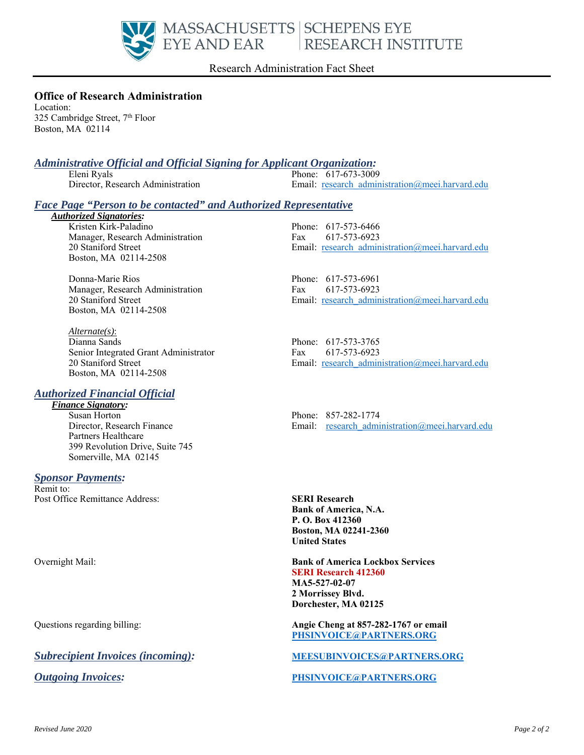MASSACHUSETTS EYE AND EAR | SCHEPENS EYE RESEARCH INSTITUTE

Research Administration Fact Sheet

## Office of Research Administration

Location:
325 Cambridge Street, 7th Floor
Boston, MA 02114

### *Administrative Official and Official Signing for Applicant Organization:*

Eleni Ryals
Director, Research Administration

Phone: 617-673-3009
Email: research_administration@meei.harvard.edu

### *Face Page "Person to be contacted" and Authorized Representative*

***Authorized Signatories:***

Kristen Kirk-Paladino
Manager, Research Administration
20 Staniford Street
Boston, MA 02114-2508

Phone: 617-573-6466
Fax 617-573-6923
Email: research_administration@meei.harvard.edu

Donna-Marie Rios
Manager, Research Administration
20 Staniford Street
Boston, MA 02114-2508

Phone: 617-573-6961
Fax 617-573-6923
Email: research_administration@meei.harvard.edu

*Alternate(s)*:
Dianna Sands
Senior Integrated Grant Administrator
20 Staniford Street
Boston, MA 02114-2508

Phone: 617-573-3765
Fax 617-573-6923
Email: research_administration@meei.harvard.edu

### *Authorized Financial Official*

***Finance Signatory:***

Susan Horton
Director, Research Finance
Partners Healthcare
399 Revolution Drive, Suite 745
Somerville, MA 02145

Phone: 857-282-1774
Email: research_administration@meei.harvard.edu

### *Sponsor Payments:*

Remit to:
Post Office Remittance Address:

**SERI Research**
**Bank of America, N.A.**
**P. O. Box 412360**
**Boston, MA 02241-2360**
**United States**

Overnight Mail:

**Bank of America Lockbox Services**
**SERI Research 412360**
**MA5-527-02-07**
**2 Morrissey Blvd.**
**Dorchester, MA 02125**

Questions regarding billing:

**Angie Cheng at 857-282-1767 or email PHSINVOICE@PARTNERS.ORG**

### *Subrecipient Invoices (incoming):*

**MEESUBINVOICES@PARTNERS.ORG**

### *Outgoing Invoices:*

**PHSINVOICE@PARTNERS.ORG**

*Revised June 2020*